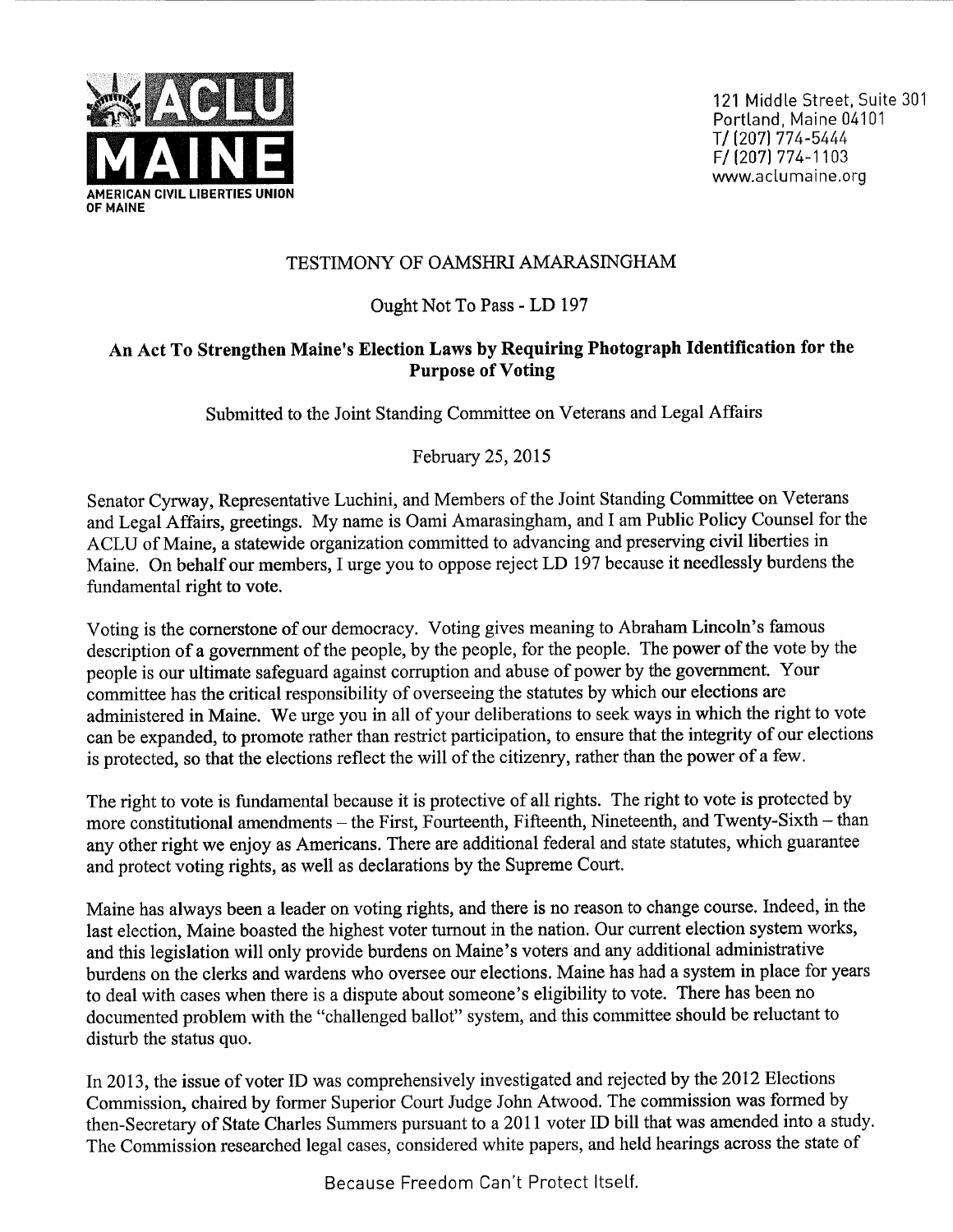**ACLU MAINE**
**AMERICAN CIVIL LIBERTIES UNION OF MAINE**

121 Middle Street, Suite 301
Portland, Maine 04101
T/ (207) 774-5444
F/ (207) 774-1103
www.aclumaine.org

TESTIMONY OF OAMSHRI AMARASINGHAM

Ought Not To Pass - LD 197

**An Act To Strengthen Maine's Election Laws by Requiring Photograph Identification for the Purpose of Voting**

Submitted to the Joint Standing Committee on Veterans and Legal Affairs

February 25, 2015

Senator Cyrway, Representative Luchini, and Members of the Joint Standing Committee on Veterans and Legal Affairs, greetings. My name is Oami Amarasingham, and I am Public Policy Counsel for the ACLU of Maine, a statewide organization committed to advancing and preserving civil liberties in Maine. On behalf our members, I urge you to oppose reject LD 197 because it needlessly burdens the fundamental right to vote.

Voting is the cornerstone of our democracy. Voting gives meaning to Abraham Lincoln's famous description of a government of the people, by the people, for the people. The power of the vote by the people is our ultimate safeguard against corruption and abuse of power by the government. Your committee has the critical responsibility of overseeing the statutes by which our elections are administered in Maine. We urge you in all of your deliberations to seek ways in which the right to vote can be expanded, to promote rather than restrict participation, to ensure that the integrity of our elections is protected, so that the elections reflect the will of the citizenry, rather than the power of a few.

The right to vote is fundamental because it is protective of all rights. The right to vote is protected by more constitutional amendments – the First, Fourteenth, Fifteenth, Nineteenth, and Twenty-Sixth – than any other right we enjoy as Americans. There are additional federal and state statutes, which guarantee and protect voting rights, as well as declarations by the Supreme Court.

Maine has always been a leader on voting rights, and there is no reason to change course. Indeed, in the last election, Maine boasted the highest voter turnout in the nation. Our current election system works, and this legislation will only provide burdens on Maine's voters and any additional administrative burdens on the clerks and wardens who oversee our elections. Maine has had a system in place for years to deal with cases when there is a dispute about someone's eligibility to vote. There has been no documented problem with the "challenged ballot" system, and this committee should be reluctant to disturb the status quo.

In 2013, the issue of voter ID was comprehensively investigated and rejected by the 2012 Elections Commission, chaired by former Superior Court Judge John Atwood. The commission was formed by then-Secretary of State Charles Summers pursuant to a 2011 voter ID bill that was amended into a study. The Commission researched legal cases, considered white papers, and held hearings across the state of

Because Freedom Can't Protect Itself.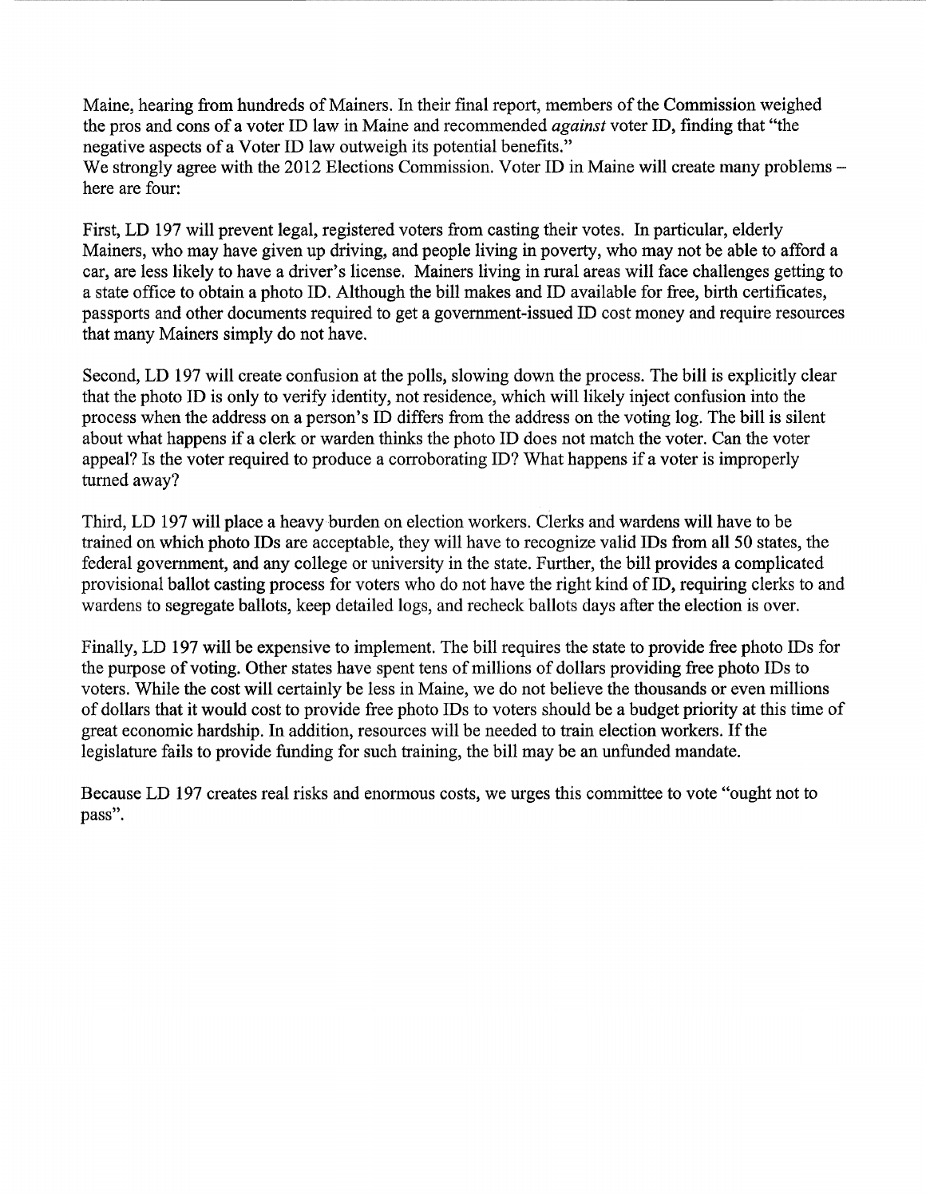Maine, hearing from hundreds of Mainers. In their final report, members of the Commission weighed the pros and cons of a voter ID law in Maine and recommended *against* voter ID, finding that "the negative aspects of a Voter ID law outweigh its potential benefits."
We strongly agree with the 2012 Elections Commission. Voter ID in Maine will create many problems – here are four:

First, LD 197 will prevent legal, registered voters from casting their votes. In particular, elderly Mainers, who may have given up driving, and people living in poverty, who may not be able to afford a car, are less likely to have a driver's license. Mainers living in rural areas will face challenges getting to a state office to obtain a photo ID. Although the bill makes and ID available for free, birth certificates, passports and other documents required to get a government-issued ID cost money and require resources that many Mainers simply do not have.

Second, LD 197 will create confusion at the polls, slowing down the process. The bill is explicitly clear that the photo ID is only to verify identity, not residence, which will likely inject confusion into the process when the address on a person's ID differs from the address on the voting log. The bill is silent about what happens if a clerk or warden thinks the photo ID does not match the voter. Can the voter appeal? Is the voter required to produce a corroborating ID? What happens if a voter is improperly turned away?

Third, LD 197 will place a heavy burden on election workers. Clerks and wardens will have to be trained on which photo IDs are acceptable, they will have to recognize valid IDs from all 50 states, the federal government, and any college or university in the state. Further, the bill provides a complicated provisional ballot casting process for voters who do not have the right kind of ID, requiring clerks to and wardens to segregate ballots, keep detailed logs, and recheck ballots days after the election is over.

Finally, LD 197 will be expensive to implement. The bill requires the state to provide free photo IDs for the purpose of voting. Other states have spent tens of millions of dollars providing free photo IDs to voters. While the cost will certainly be less in Maine, we do not believe the thousands or even millions of dollars that it would cost to provide free photo IDs to voters should be a budget priority at this time of great economic hardship. In addition, resources will be needed to train election workers. If the legislature fails to provide funding for such training, the bill may be an unfunded mandate.

Because LD 197 creates real risks and enormous costs, we urges this committee to vote "ought not to pass".